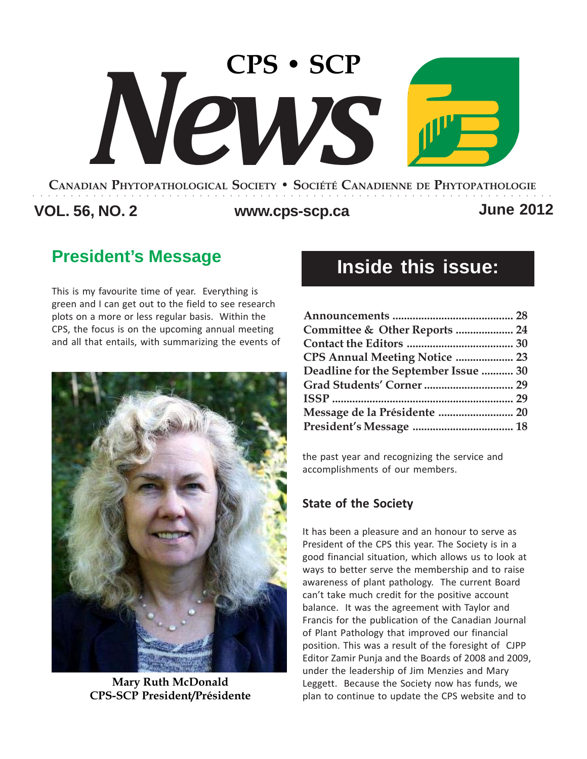# CPS • SCP News

**Canadian Phytopathological Society • Société Canadienne de Phytopathologie**

**VOL. 56, NO. 2** **www.cps-scp.ca** **June 2012**

## Inside this issue:

| | |
|---|---|
| **Announcements** | **28** |
| **Committee & Other Reports** | **24** |
| **Contact the Editors** | **30** |
| **CPS Annual Meeting Notice** | **23** |
| **Deadline for the September Issue** | **30** |
| **Grad Students' Corner** | **29** |
| **ISSP** | **29** |
| **Message de la Présidente** | **20** |
| **President's Message** | **18** |

## President's Message

This is my favourite time of year. Everything is green and I can get out to the field to see research plots on a more or less regular basis. Within the CPS, the focus is on the upcoming annual meeting and all that entails, with summarizing the events of the past year and recognizing the service and accomplishments of our members.

**Mary Ruth McDonald**
**CPS-SCP President/Présidente**

### State of the Society

It has been a pleasure and an honour to serve as President of the CPS this year. The Society is in a good financial situation, which allows us to look at ways to better serve the membership and to raise awareness of plant pathology. The current Board can't take much credit for the positive account balance. It was the agreement with Taylor and Francis for the publication of the Canadian Journal of Plant Pathology that improved our financial position. This was a result of the foresight of CJPP Editor Zamir Punja and the Boards of 2008 and 2009, under the leadership of Jim Menzies and Mary Leggett. Because the Society now has funds, we plan to continue to update the CPS website and to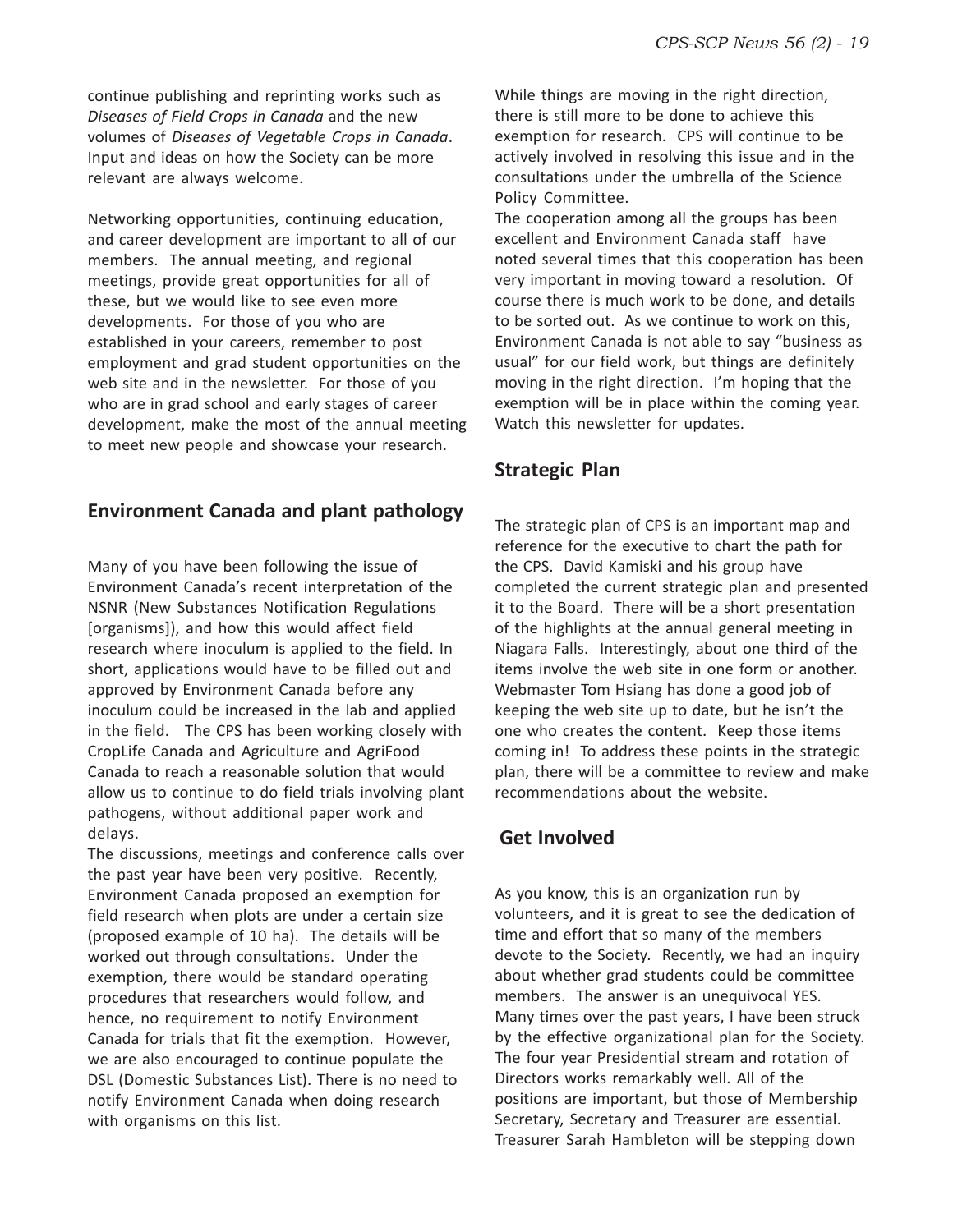continue publishing and reprinting works such as *Diseases of Field Crops in Canada* and the new volumes of *Diseases of Vegetable Crops in Canada*. Input and ideas on how the Society can be more relevant are always welcome.

Networking opportunities, continuing education, and career development are important to all of our members. The annual meeting, and regional meetings, provide great opportunities for all of these, but we would like to see even more developments. For those of you who are established in your careers, remember to post employment and grad student opportunities on the web site and in the newsletter. For those of you who are in grad school and early stages of career development, make the most of the annual meeting to meet new people and showcase your research.

## Environment Canada and plant pathology

Many of you have been following the issue of Environment Canada's recent interpretation of the NSNR (New Substances Notification Regulations [organisms]), and how this would affect field research where inoculum is applied to the field. In short, applications would have to be filled out and approved by Environment Canada before any inoculum could be increased in the lab and applied in the field. The CPS has been working closely with CropLife Canada and Agriculture and AgriFood Canada to reach a reasonable solution that would allow us to continue to do field trials involving plant pathogens, without additional paper work and delays.

The discussions, meetings and conference calls over the past year have been very positive. Recently, Environment Canada proposed an exemption for field research when plots are under a certain size (proposed example of 10 ha). The details will be worked out through consultations. Under the exemption, there would be standard operating procedures that researchers would follow, and hence, no requirement to notify Environment Canada for trials that fit the exemption. However, we are also encouraged to continue populate the DSL (Domestic Substances List). There is no need to notify Environment Canada when doing research with organisms on this list.

While things are moving in the right direction, there is still more to be done to achieve this exemption for research. CPS will continue to be actively involved in resolving this issue and in the consultations under the umbrella of the Science Policy Committee.

The cooperation among all the groups has been excellent and Environment Canada staff have noted several times that this cooperation has been very important in moving toward a resolution. Of course there is much work to be done, and details to be sorted out. As we continue to work on this, Environment Canada is not able to say "business as usual" for our field work, but things are definitely moving in the right direction. I'm hoping that the exemption will be in place within the coming year. Watch this newsletter for updates.

## Strategic Plan

The strategic plan of CPS is an important map and reference for the executive to chart the path for the CPS. David Kamiski and his group have completed the current strategic plan and presented it to the Board. There will be a short presentation of the highlights at the annual general meeting in Niagara Falls. Interestingly, about one third of the items involve the web site in one form or another. Webmaster Tom Hsiang has done a good job of keeping the web site up to date, but he isn't the one who creates the content. Keep those items coming in! To address these points in the strategic plan, there will be a committee to review and make recommendations about the website.

## Get Involved

As you know, this is an organization run by volunteers, and it is great to see the dedication of time and effort that so many of the members devote to the Society. Recently, we had an inquiry about whether grad students could be committee members. The answer is an unequivocal YES. Many times over the past years, I have been struck by the effective organizational plan for the Society. The four year Presidential stream and rotation of Directors works remarkably well. All of the positions are important, but those of Membership Secretary, Secretary and Treasurer are essential. Treasurer Sarah Hambleton will be stepping down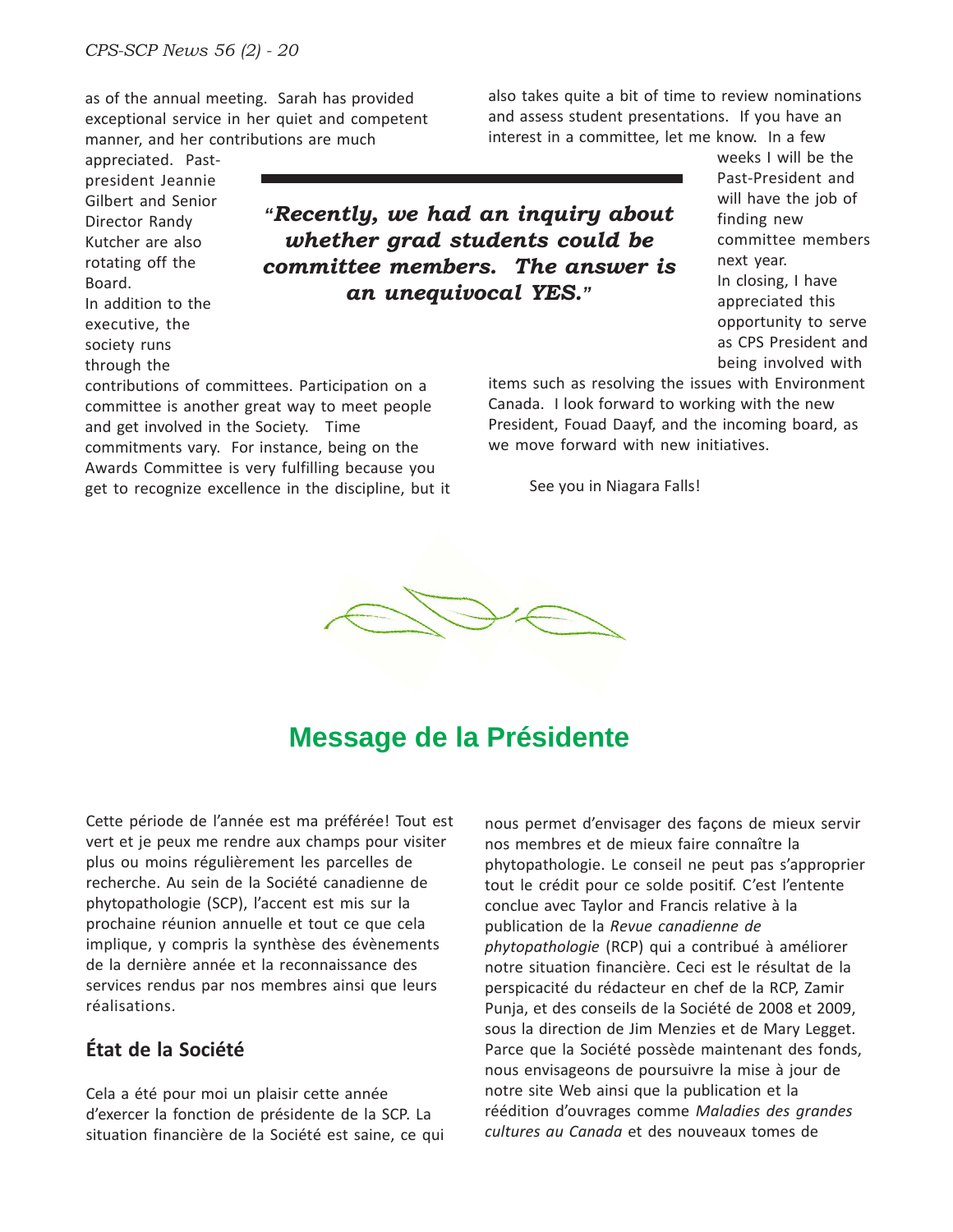as of the annual meeting. Sarah has provided exceptional service in her quiet and competent manner, and her contributions are much appreciated. Past-president Jeannie Gilbert and Senior Director Randy Kutcher are also rotating off the Board.

In addition to the executive, the society runs through the contributions of committees. Participation on a committee is another great way to meet people and get involved in the Society. Time commitments vary. For instance, being on the Awards Committee is very fulfilling because you get to recognize excellence in the discipline, but it also takes quite a bit of time to review nominations and assess student presentations. If you have an interest in a committee, let me know. In a few weeks I will be the Past-President and will have the job of finding new committee members next year.

> ***"Recently, we had an inquiry about whether grad students could be committee members. The answer is an unequivocal YES."***

In closing, I have appreciated this opportunity to serve as CPS President and being involved with items such as resolving the issues with Environment Canada. I look forward to working with the new President, Fouad Daayf, and the incoming board, as we move forward with new initiatives.

See you in Niagara Falls!

# Message de la Présidente

Cette période de l'année est ma préférée! Tout est vert et je peux me rendre aux champs pour visiter plus ou moins régulièrement les parcelles de recherche. Au sein de la Société canadienne de phytopathologie (SCP), l'accent est mis sur la prochaine réunion annuelle et tout ce que cela implique, y compris la synthèse des évènements de la dernière année et la reconnaissance des services rendus par nos membres ainsi que leurs réalisations.

## État de la Société

Cela a été pour moi un plaisir cette année d'exercer la fonction de présidente de la SCP. La situation financière de la Société est saine, ce qui nous permet d'envisager des façons de mieux servir nos membres et de mieux faire connaître la phytopathologie. Le conseil ne peut pas s'approprier tout le crédit pour ce solde positif. C'est l'entente conclue avec Taylor and Francis relative à la publication de la *Revue canadienne de phytopathologie* (RCP) qui a contribué à améliorer notre situation financière. Ceci est le résultat de la perspicacité du rédacteur en chef de la RCP, Zamir Punja, et des conseils de la Société de 2008 et 2009, sous la direction de Jim Menzies et de Mary Legget. Parce que la Société possède maintenant des fonds, nous envisageons de poursuivre la mise à jour de notre site Web ainsi que la publication et la réédition d'ouvrages comme *Maladies des grandes cultures au Canada* et des nouveaux tomes de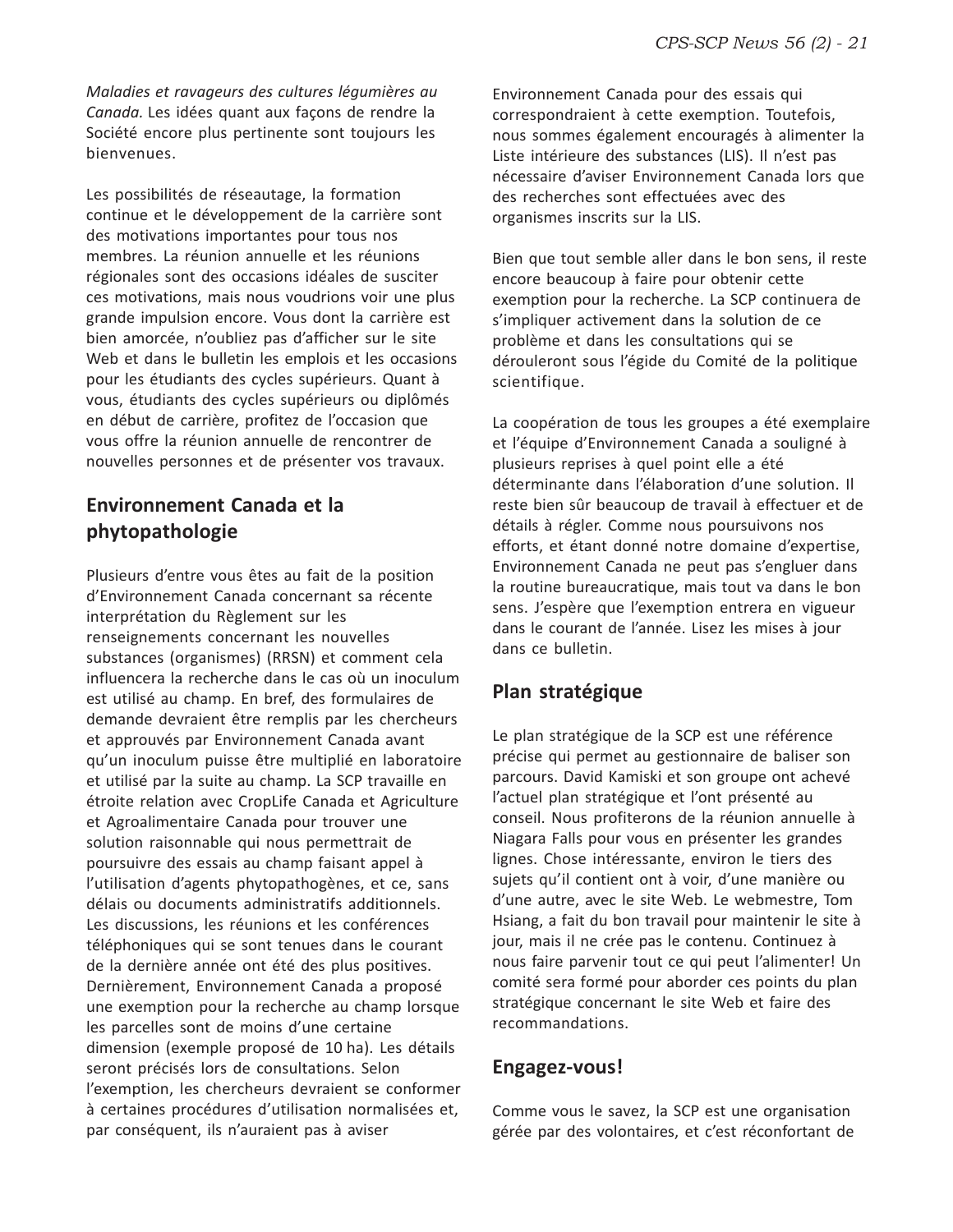*Maladies et ravageurs des cultures légumières au Canada.* Les idées quant aux façons de rendre la Société encore plus pertinente sont toujours les bienvenues.

Les possibilités de réseautage, la formation continue et le développement de la carrière sont des motivations importantes pour tous nos membres. La réunion annuelle et les réunions régionales sont des occasions idéales de susciter ces motivations, mais nous voudrions voir une plus grande impulsion encore. Vous dont la carrière est bien amorcée, n'oubliez pas d'afficher sur le site Web et dans le bulletin les emplois et les occasions pour les étudiants des cycles supérieurs. Quant à vous, étudiants des cycles supérieurs ou diplômés en début de carrière, profitez de l'occasion que vous offre la réunion annuelle de rencontrer de nouvelles personnes et de présenter vos travaux.

## Environnement Canada et la phytopathologie

Plusieurs d'entre vous êtes au fait de la position d'Environnement Canada concernant sa récente interprétation du Règlement sur les renseignements concernant les nouvelles substances (organismes) (RRSN) et comment cela influencera la recherche dans le cas où un inoculum est utilisé au champ. En bref, des formulaires de demande devraient être remplis par les chercheurs et approuvés par Environnement Canada avant qu'un inoculum puisse être multiplié en laboratoire et utilisé par la suite au champ. La SCP travaille en étroite relation avec CropLife Canada et Agriculture et Agroalimentaire Canada pour trouver une solution raisonnable qui nous permettrait de poursuivre des essais au champ faisant appel à l'utilisation d'agents phytopathogènes, et ce, sans délais ou documents administratifs additionnels. Les discussions, les réunions et les conférences téléphoniques qui se sont tenues dans le courant de la dernière année ont été des plus positives. Dernièrement, Environnement Canada a proposé une exemption pour la recherche au champ lorsque les parcelles sont de moins d'une certaine dimension (exemple proposé de 10 ha). Les détails seront précisés lors de consultations. Selon l'exemption, les chercheurs devraient se conformer à certaines procédures d'utilisation normalisées et, par conséquent, ils n'auraient pas à aviser Environnement Canada pour des essais qui correspondraient à cette exemption. Toutefois, nous sommes également encouragés à alimenter la Liste intérieure des substances (LIS). Il n'est pas nécessaire d'aviser Environnement Canada lors que des recherches sont effectuées avec des organismes inscrits sur la LIS.

Bien que tout semble aller dans le bon sens, il reste encore beaucoup à faire pour obtenir cette exemption pour la recherche. La SCP continuera de s'impliquer activement dans la solution de ce problème et dans les consultations qui se dérouleront sous l'égide du Comité de la politique scientifique.

La coopération de tous les groupes a été exemplaire et l'équipe d'Environnement Canada a souligné à plusieurs reprises à quel point elle a été déterminante dans l'élaboration d'une solution. Il reste bien sûr beaucoup de travail à effectuer et de détails à régler. Comme nous poursuivons nos efforts, et étant donné notre domaine d'expertise, Environnement Canada ne peut pas s'engluer dans la routine bureaucratique, mais tout va dans le bon sens. J'espère que l'exemption entrera en vigueur dans le courant de l'année. Lisez les mises à jour dans ce bulletin.

## Plan stratégique

Le plan stratégique de la SCP est une référence précise qui permet au gestionnaire de baliser son parcours. David Kamiski et son groupe ont achevé l'actuel plan stratégique et l'ont présenté au conseil. Nous profiterons de la réunion annuelle à Niagara Falls pour vous en présenter les grandes lignes. Chose intéressante, environ le tiers des sujets qu'il contient ont à voir, d'une manière ou d'une autre, avec le site Web. Le webmestre, Tom Hsiang, a fait du bon travail pour maintenir le site à jour, mais il ne crée pas le contenu. Continuez à nous faire parvenir tout ce qui peut l'alimenter! Un comité sera formé pour aborder ces points du plan stratégique concernant le site Web et faire des recommandations.

## Engagez-vous!

Comme vous le savez, la SCP est une organisation gérée par des volontaires, et c'est réconfortant de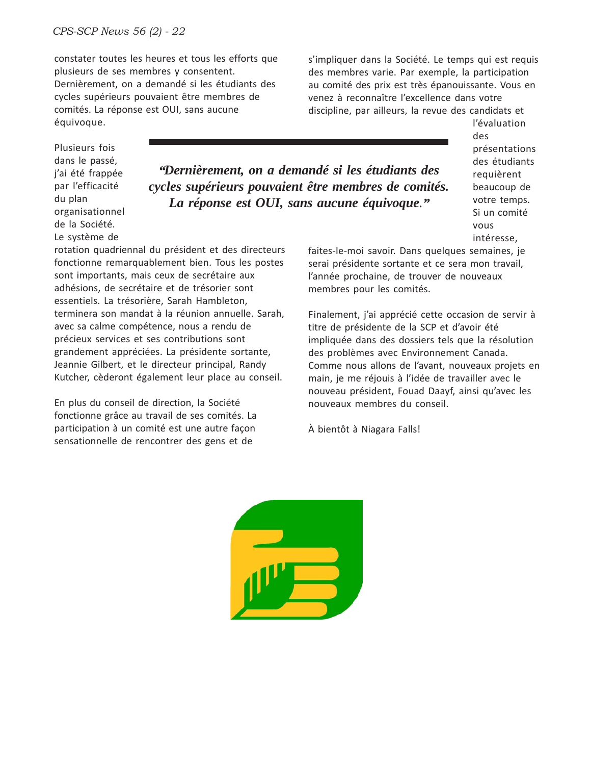constater toutes les heures et tous les efforts que plusieurs de ses membres y consentent. Dernièrement, on a demandé si les étudiants des cycles supérieurs pouvaient être membres de comités. La réponse est OUI, sans aucune équivoque.

Plusieurs fois dans le passé, j'ai été frappée par l'efficacité du plan organisationnel de la Société. Le système de rotation quadriennal du président et des directeurs fonctionne remarquablement bien. Tous les postes sont importants, mais ceux de secrétaire aux adhésions, de secrétaire et de trésorier sont essentiels. La trésorière, Sarah Hambleton, terminera son mandat à la réunion annuelle. Sarah, avec sa calme compétence, nous a rendu de précieux services et ses contributions sont grandement appréciées. La présidente sortante, Jeannie Gilbert, et le directeur principal, Randy Kutcher, cèderont également leur place au conseil.

> ***"Dernièrement, on a demandé si les étudiants des cycles supérieurs pouvaient être membres de comités. La réponse est OUI, sans aucune équivoque."***

En plus du conseil de direction, la Société fonctionne grâce au travail de ses comités. La participation à un comité est une autre façon sensationnelle de rencontrer des gens et de s'impliquer dans la Société. Le temps qui est requis des membres varie. Par exemple, la participation au comité des prix est très épanouissante. Vous en venez à reconnaître l'excellence dans votre discipline, par ailleurs, la revue des candidats et l'évaluation des présentations des étudiants requièrent beaucoup de votre temps. Si un comité vous intéresse, faites-le-moi savoir. Dans quelques semaines, je serai présidente sortante et ce sera mon travail, l'année prochaine, de trouver de nouveaux membres pour les comités.

Finalement, j'ai apprécié cette occasion de servir à titre de présidente de la SCP et d'avoir été impliquée dans des dossiers tels que la résolution des problèmes avec Environnement Canada. Comme nous allons de l'avant, nouveaux projets en main, je me réjouis à l'idée de travailler avec le nouveau président, Fouad Daayf, ainsi qu'avec les nouveaux membres du conseil.

À bientôt à Niagara Falls!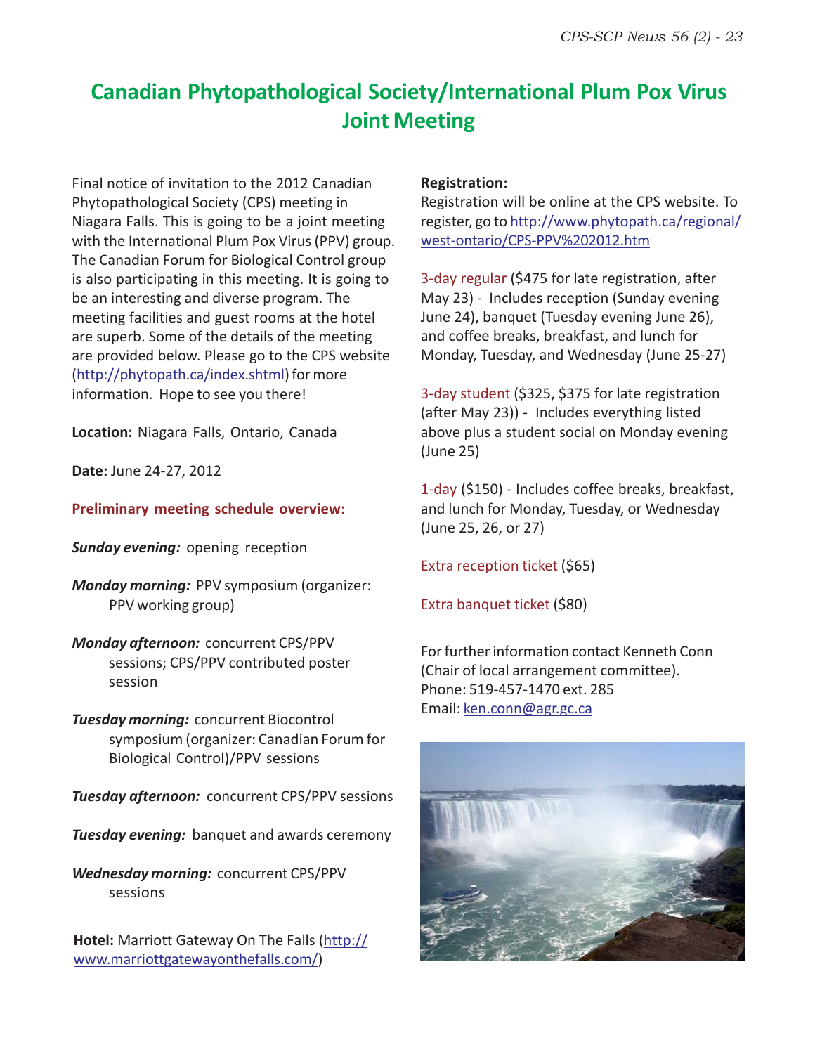# Canadian Phytopathological Society/International Plum Pox Virus Joint Meeting

Final notice of invitation to the 2012 Canadian Phytopathological Society (CPS) meeting in Niagara Falls. This is going to be a joint meeting with the International Plum Pox Virus (PPV) group. The Canadian Forum for Biological Control group is also participating in this meeting. It is going to be an interesting and diverse program. The meeting facilities and guest rooms at the hotel are superb. Some of the details of the meeting are provided below. Please go to the CPS website (http://phytopath.ca/index.shtml) for more information. Hope to see you there!

**Location:** Niagara Falls, Ontario, Canada

**Date:** June 24-27, 2012

**Preliminary meeting schedule overview:**

***Sunday evening:*** opening reception

***Monday morning:*** PPV symposium (organizer: PPV working group)

***Monday afternoon:*** concurrent CPS/PPV sessions; CPS/PPV contributed poster session

***Tuesday morning:*** concurrent Biocontrol symposium (organizer: Canadian Forum for Biological Control)/PPV sessions

***Tuesday afternoon:*** concurrent CPS/PPV sessions

***Tuesday evening:*** banquet and awards ceremony

***Wednesday morning:*** concurrent CPS/PPV sessions

**Hotel:** Marriott Gateway On The Falls (http://www.marriottgatewayonthefalls.com/)

**Registration:**

Registration will be online at the CPS website. To register, go to http://www.phytopath.ca/regional/west-ontario/CPS-PPV%202012.htm

3-day regular ($475 for late registration, after May 23) - Includes reception (Sunday evening June 24), banquet (Tuesday evening June 26), and coffee breaks, breakfast, and lunch for Monday, Tuesday, and Wednesday (June 25-27)

3-day student ($325, $375 for late registration (after May 23)) - Includes everything listed above plus a student social on Monday evening (June 25)

1-day ($150) - Includes coffee breaks, breakfast, and lunch for Monday, Tuesday, or Wednesday (June 25, 26, or 27)

Extra reception ticket ($65)

Extra banquet ticket ($80)

For further information contact Kenneth Conn (Chair of local arrangement committee).
Phone: 519-457-1470 ext. 285
Email: ken.conn@agr.gc.ca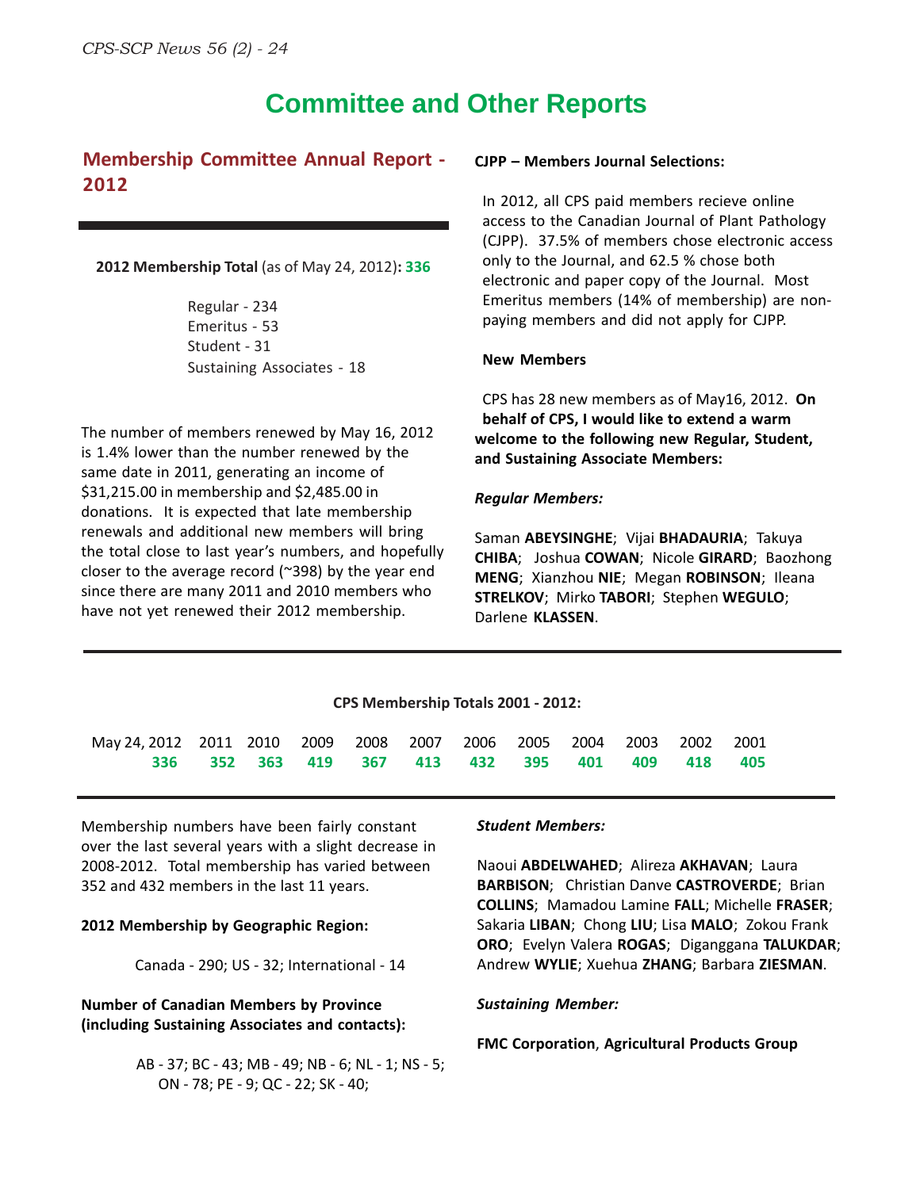# Committee and Other Reports

## Membership Committee Annual Report - 2012

**2012 Membership Total** (as of May 24, 2012)**: 336**

Regular - 234
Emeritus - 53
Student - 31
Sustaining Associates - 18

The number of members renewed by May 16, 2012 is 1.4% lower than the number renewed by the same date in 2011, generating an income of $31,215.00 in membership and $2,485.00 in donations. It is expected that late membership renewals and additional new members will bring the total close to last year's numbers, and hopefully closer to the average record (~398) by the year end since there are many 2011 and 2010 members who have not yet renewed their 2012 membership.

**CJPP – Members Journal Selections:**

In 2012, all CPS paid members recieve online access to the Canadian Journal of Plant Pathology (CJPP). 37.5% of members chose electronic access only to the Journal, and 62.5 % chose both electronic and paper copy of the Journal. Most Emeritus members (14% of membership) are non-paying members and did not apply for CJPP.

**New Members**

CPS has 28 new members as of May16, 2012. **On behalf of CPS, I would like to extend a warm welcome to the following new Regular, Student, and Sustaining Associate Members:**

***Regular Members:***

Saman **ABEYSINGHE**; Vijai **BHADAURIA**; Takuya **CHIBA**; Joshua **COWAN**; Nicole **GIRARD**; Baozhong **MENG**; Xianzhou **NIE**; Megan **ROBINSON**; Ileana **STRELKOV**; Mirko **TABORI**; Stephen **WEGULO**; Darlene **KLASSEN**.

**CPS Membership Totals 2001 - 2012:**

| May 24, 2012 | 2011 | 2010 | 2009 | 2008 | 2007 | 2006 | 2005 | 2004 | 2003 | 2002 | 2001 |
|---|---|---|---|---|---|---|---|---|---|---|---|
| **336** | **352** | **363** | **419** | **367** | **413** | **432** | **395** | **401** | **409** | **418** | **405** |

Membership numbers have been fairly constant over the last several years with a slight decrease in 2008-2012. Total membership has varied between 352 and 432 members in the last 11 years.

**2012 Membership by Geographic Region:**

Canada - 290; US - 32; International - 14

**Number of Canadian Members by Province (including Sustaining Associates and contacts):**

AB - 37; BC - 43; MB - 49; NB - 6; NL - 1; NS - 5; ON - 78; PE - 9; QC - 22; SK - 40;

***Student Members:***

Naoui **ABDELWAHED**; Alireza **AKHAVAN**; Laura **BARBISON**; Christian Danve **CASTROVERDE**; Brian **COLLINS**; Mamadou Lamine **FALL**; Michelle **FRASER**; Sakaria **LIBAN**; Chong **LIU**; Lisa **MALO**; Zokou Frank **ORO**; Evelyn Valera **ROGAS**; Diganggana **TALUKDAR**; Andrew **WYLIE**; Xuehua **ZHANG**; Barbara **ZIESMAN**.

***Sustaining Member:***

**FMC Corporation**, **Agricultural Products Group**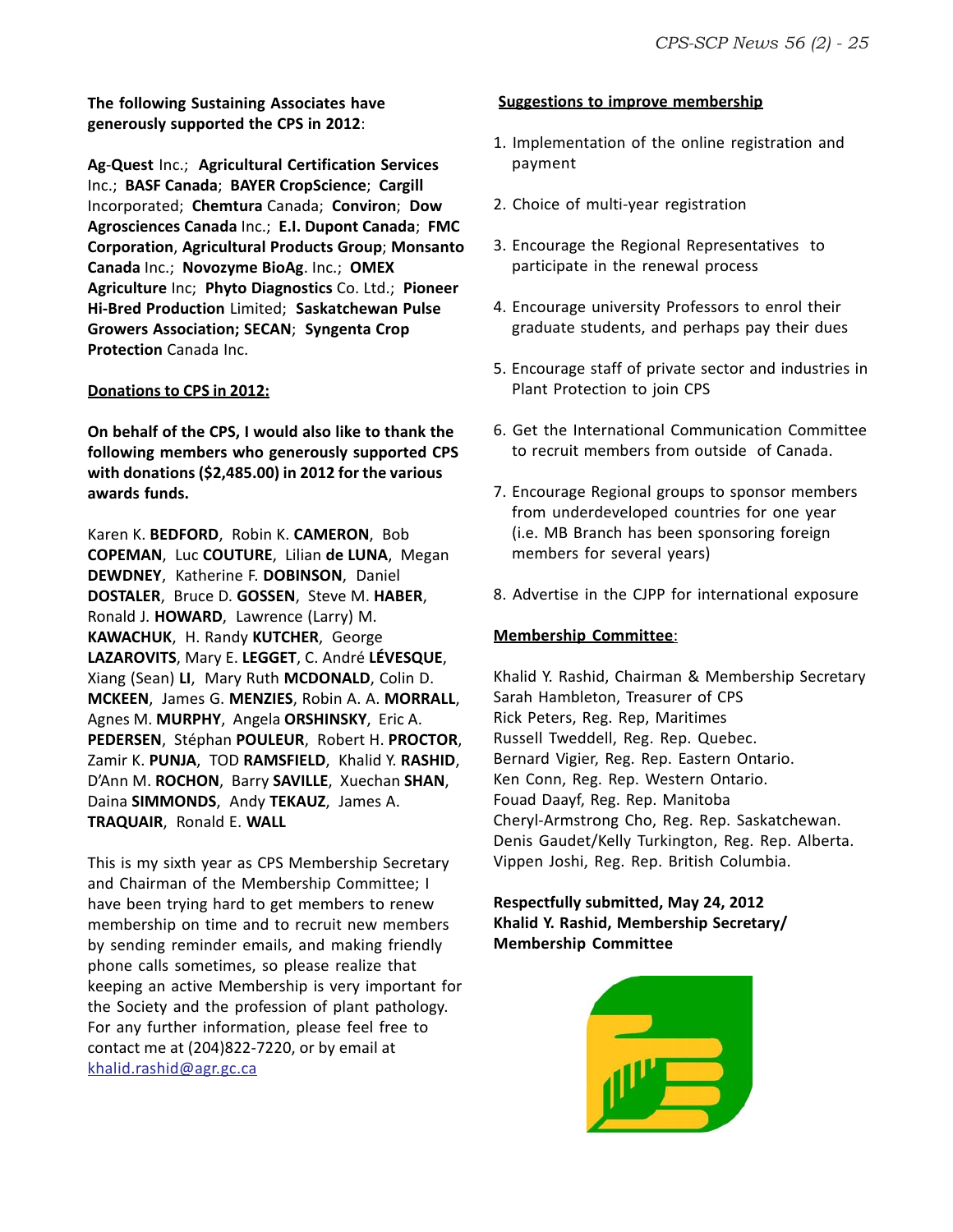**The following Sustaining Associates have generously supported the CPS in 2012**:

**Ag-Quest** Inc.; **Agricultural Certification Services** Inc.; **BASF Canada**; **BAYER CropScience**; **Cargill** Incorporated; **Chemtura** Canada; **Conviron**; **Dow Agrosciences Canada** Inc.; **E.I. Dupont Canada**; **FMC Corporation**, **Agricultural Products Group**; **Monsanto Canada** Inc.; **Novozyme BioAg**. Inc.; **OMEX Agriculture** Inc; **Phyto Diagnostics** Co. Ltd.; **Pioneer Hi-Bred Production** Limited; **Saskatchewan Pulse Growers Association; SECAN**; **Syngenta Crop Protection** Canada Inc.

__**Donations to CPS in 2012:**__

**On behalf of the CPS, I would also like to thank the following members who generously supported CPS with donations ($2,485.00) in 2012 for the various awards funds.**

Karen K. **BEDFORD**, Robin K. **CAMERON**, Bob **COPEMAN**, Luc **COUTURE**, Lilian **de LUNA**, Megan **DEWDNEY**, Katherine F. **DOBINSON**, Daniel **DOSTALER**, Bruce D. **GOSSEN**, Steve M. **HABER**, Ronald J. **HOWARD**, Lawrence (Larry) M. **KAWACHUK**, H. Randy **KUTCHER**, George **LAZAROVITS**, Mary E. **LEGGET**, C. André **LÉVESQUE**, Xiang (Sean) **LI**, Mary Ruth **MCDONALD**, Colin D. **MCKEEN**, James G. **MENZIES**, Robin A. A. **MORRALL**, Agnes M. **MURPHY**, Angela **ORSHINSKY**, Eric A. **PEDERSEN**, Stéphan **POULEUR**, Robert H. **PROCTOR**, Zamir K. **PUNJA**, TOD **RAMSFIELD**, Khalid Y. **RASHID**, D'Ann M. **ROCHON**, Barry **SAVILLE**, Xuechan **SHAN**, Daina **SIMMONDS**, Andy **TEKAUZ**, James A. **TRAQUAIR**, Ronald E. **WALL**

This is my sixth year as CPS Membership Secretary and Chairman of the Membership Committee; I have been trying hard to get members to renew membership on time and to recruit new members by sending reminder emails, and making friendly phone calls sometimes, so please realize that keeping an active Membership is very important for the Society and the profession of plant pathology. For any further information, please feel free to contact me at (204)822-7220, or by email at khalid.rashid@agr.gc.ca

__**Suggestions to improve membership**__

1. Implementation of the online registration and payment
2. Choice of multi-year registration
3. Encourage the Regional Representatives to participate in the renewal process
4. Encourage university Professors to enrol their graduate students, and perhaps pay their dues
5. Encourage staff of private sector and industries in Plant Protection to join CPS
6. Get the International Communication Committee to recruit members from outside of Canada.
7. Encourage Regional groups to sponsor members from underdeveloped countries for one year (i.e. MB Branch has been sponsoring foreign members for several years)
8. Advertise in the CJPP for international exposure

__**Membership Committee**__:

Khalid Y. Rashid, Chairman & Membership Secretary
Sarah Hambleton, Treasurer of CPS
Rick Peters, Reg. Rep, Maritimes
Russell Tweddell, Reg. Rep. Quebec.
Bernard Vigier, Reg. Rep. Eastern Ontario.
Ken Conn, Reg. Rep. Western Ontario.
Fouad Daayf, Reg. Rep. Manitoba
Cheryl-Armstrong Cho, Reg. Rep. Saskatchewan.
Denis Gaudet/Kelly Turkington, Reg. Rep. Alberta.
Vippen Joshi, Reg. Rep. British Columbia.

**Respectfully submitted, May 24, 2012**
**Khalid Y. Rashid, Membership Secretary/ Membership Committee**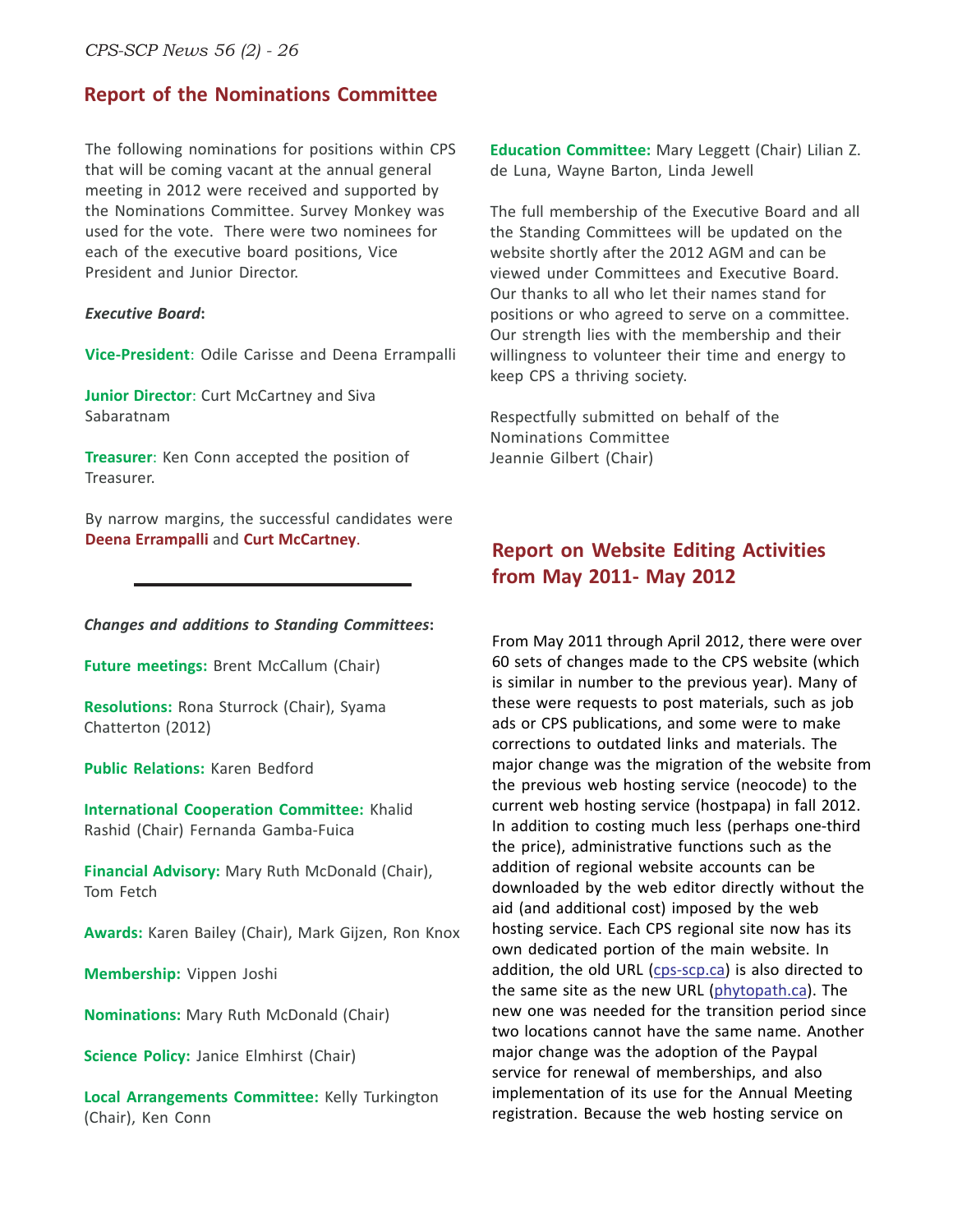## Report of the Nominations Committee

The following nominations for positions within CPS that will be coming vacant at the annual general meeting in 2012 were received and supported by the Nominations Committee. Survey Monkey was used for the vote. There were two nominees for each of the executive board positions, Vice President and Junior Director.

***Executive Board*:**

**Vice-President**: Odile Carisse and Deena Errampalli

**Junior Director**: Curt McCartney and Siva Sabaratnam

**Treasurer**: Ken Conn accepted the position of Treasurer.

By narrow margins, the successful candidates were **Deena Errampalli** and **Curt McCartney**.

---

***Changes and additions to Standing Committees*:**

**Future meetings:** Brent McCallum (Chair)

**Resolutions:** Rona Sturrock (Chair), Syama Chatterton (2012)

**Public Relations:** Karen Bedford

**International Cooperation Committee:** Khalid Rashid (Chair) Fernanda Gamba-Fuica

**Financial Advisory:** Mary Ruth McDonald (Chair), Tom Fetch

**Awards:** Karen Bailey (Chair), Mark Gijzen, Ron Knox

**Membership:** Vippen Joshi

**Nominations:** Mary Ruth McDonald (Chair)

**Science Policy:** Janice Elmhirst (Chair)

**Local Arrangements Committee:** Kelly Turkington (Chair), Ken Conn

**Education Committee:** Mary Leggett (Chair) Lilian Z. de Luna, Wayne Barton, Linda Jewell

The full membership of the Executive Board and all the Standing Committees will be updated on the website shortly after the 2012 AGM and can be viewed under Committees and Executive Board. Our thanks to all who let their names stand for positions or who agreed to serve on a committee. Our strength lies with the membership and their willingness to volunteer their time and energy to keep CPS a thriving society.

Respectfully submitted on behalf of the Nominations Committee
Jeannie Gilbert (Chair)

## Report on Website Editing Activities from May 2011- May 2012

From May 2011 through April 2012, there were over 60 sets of changes made to the CPS website (which is similar in number to the previous year). Many of these were requests to post materials, such as job ads or CPS publications, and some were to make corrections to outdated links and materials. The major change was the migration of the website from the previous web hosting service (neocode) to the current web hosting service (hostpapa) in fall 2012. In addition to costing much less (perhaps one-third the price), administrative functions such as the addition of regional website accounts can be downloaded by the web editor directly without the aid (and additional cost) imposed by the web hosting service. Each CPS regional site now has its own dedicated portion of the main website. In addition, the old URL (cps-scp.ca) is also directed to the same site as the new URL (phytopath.ca). The new one was needed for the transition period since two locations cannot have the same name. Another major change was the adoption of the Paypal service for renewal of memberships, and also implementation of its use for the Annual Meeting registration. Because the web hosting service on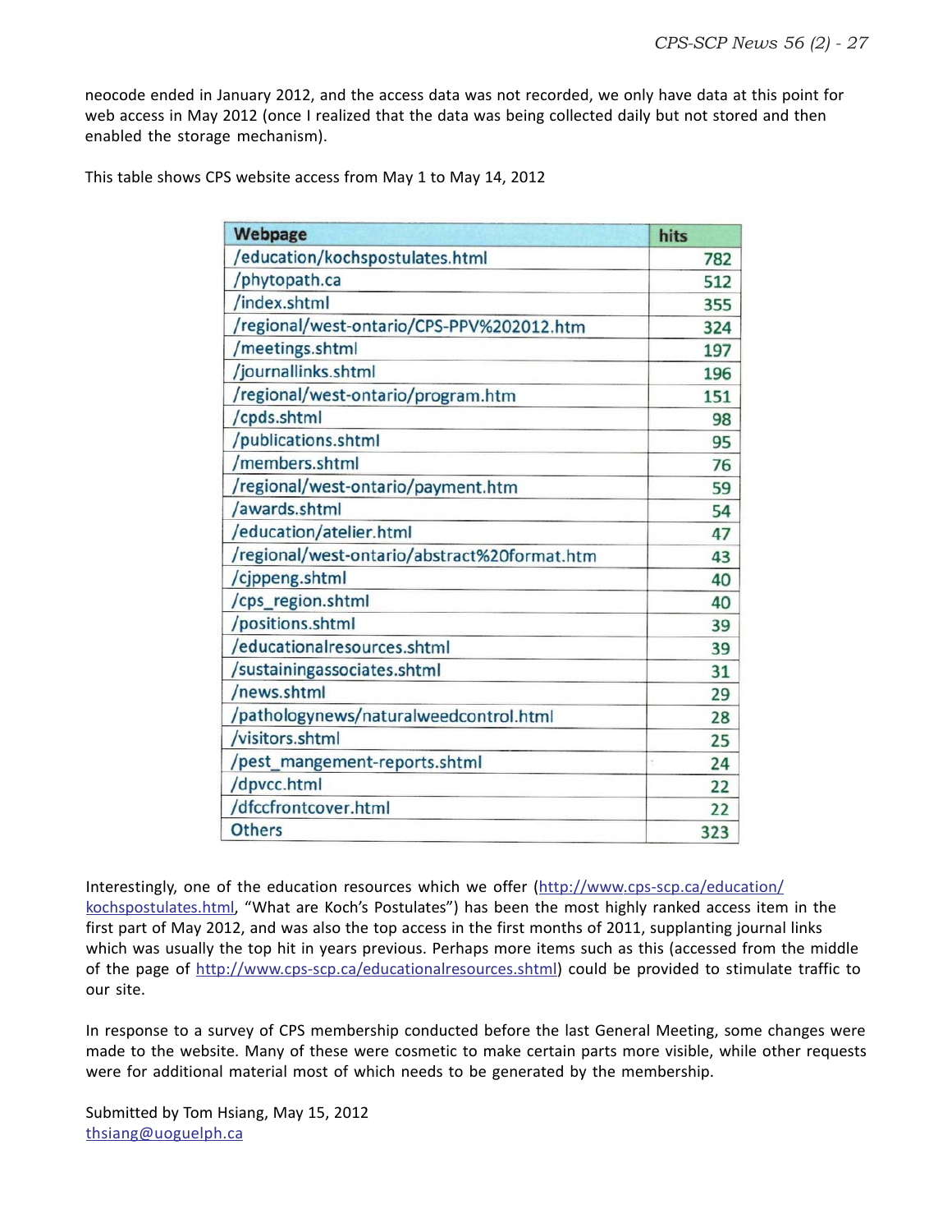neocode ended in January 2012, and the access data was not recorded, we only have data at this point for web access in May 2012 (once I realized that the data was being collected daily but not stored and then enabled the storage mechanism).

This table shows CPS website access from May 1 to May 14, 2012

| Webpage | hits |
|---|---|
| /education/kochspostulates.html | 782 |
| /phytopath.ca | 512 |
| /index.shtml | 355 |
| /regional/west-ontario/CPS-PPV%202012.htm | 324 |
| /meetings.shtml | 197 |
| /journallinks.shtml | 196 |
| /regional/west-ontario/program.htm | 151 |
| /cpds.shtml | 98 |
| /publications.shtml | 95 |
| /members.shtml | 76 |
| /regional/west-ontario/payment.htm | 59 |
| /awards.shtml | 54 |
| /education/atelier.html | 47 |
| /regional/west-ontario/abstract%20format.htm | 43 |
| /cjppeng.shtml | 40 |
| /cps_region.shtml | 40 |
| /positions.shtml | 39 |
| /educationalresources.shtml | 39 |
| /sustainingassociates.shtml | 31 |
| /news.shtml | 29 |
| /pathologynews/naturalweedcontrol.html | 28 |
| /visitors.shtml | 25 |
| /pest_mangement-reports.shtml | 24 |
| /dpvcc.html | 22 |
| /dfccfrontcover.html | 22 |
| Others | 323 |

Interestingly, one of the education resources which we offer (http://www.cps-scp.ca/education/kochspostulates.html, "What are Koch's Postulates") has been the most highly ranked access item in the first part of May 2012, and was also the top access in the first months of 2011, supplanting journal links which was usually the top hit in years previous. Perhaps more items such as this (accessed from the middle of the page of http://www.cps-scp.ca/educationalresources.shtml) could be provided to stimulate traffic to our site.

In response to a survey of CPS membership conducted before the last General Meeting, some changes were made to the website. Many of these were cosmetic to make certain parts more visible, while other requests were for additional material most of which needs to be generated by the membership.

Submitted by Tom Hsiang, May 15, 2012
thsiang@uoguelph.ca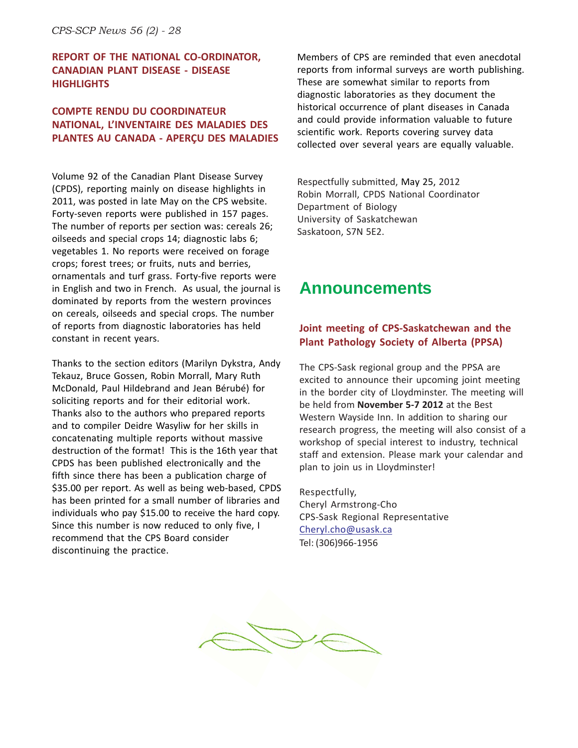## REPORT OF THE NATIONAL CO-ORDINATOR, CANADIAN PLANT DISEASE - DISEASE HIGHLIGHTS

## COMPTE RENDU DU COORDINATEUR NATIONAL, L'INVENTAIRE DES MALADIES DES PLANTES AU CANADA - APERÇU DES MALADIES

Volume 92 of the Canadian Plant Disease Survey (CPDS), reporting mainly on disease highlights in 2011, was posted in late May on the CPS website. Forty-seven reports were published in 157 pages. The number of reports per section was: cereals 26; oilseeds and special crops 14; diagnostic labs 6; vegetables 1. No reports were received on forage crops; forest trees; or fruits, nuts and berries, ornamentals and turf grass. Forty-five reports were in English and two in French. As usual, the journal is dominated by reports from the western provinces on cereals, oilseeds and special crops. The number of reports from diagnostic laboratories has held constant in recent years.

Thanks to the section editors (Marilyn Dykstra, Andy Tekauz, Bruce Gossen, Robin Morrall, Mary Ruth McDonald, Paul Hildebrand and Jean Bérubé) for soliciting reports and for their editorial work. Thanks also to the authors who prepared reports and to compiler Deidre Wasyliw for her skills in concatenating multiple reports without massive destruction of the format! This is the 16th year that CPDS has been published electronically and the fifth since there has been a publication charge of $35.00 per report. As well as being web-based, CPDS has been printed for a small number of libraries and individuals who pay $15.00 to receive the hard copy. Since this number is now reduced to only five, I recommend that the CPS Board consider discontinuing the practice.

Members of CPS are reminded that even anecdotal reports from informal surveys are worth publishing. These are somewhat similar to reports from diagnostic laboratories as they document the historical occurrence of plant diseases in Canada and could provide information valuable to future scientific work. Reports covering survey data collected over several years are equally valuable.

Respectfully submitted, May 25, 2012
Robin Morrall, CPDS National Coordinator
Department of Biology
University of Saskatchewan
Saskatoon, S7N 5E2.

# Announcements

### Joint meeting of CPS-Saskatchewan and the Plant Pathology Society of Alberta (PPSA)

The CPS-Sask regional group and the PPSA are excited to announce their upcoming joint meeting in the border city of Lloydminster. The meeting will be held from **November 5-7 2012** at the Best Western Wayside Inn. In addition to sharing our research progress, the meeting will also consist of a workshop of special interest to industry, technical staff and extension. Please mark your calendar and plan to join us in Lloydminster!

Respectfully,
Cheryl Armstrong-Cho
CPS-Sask Regional Representative
Cheryl.cho@usask.ca
Tel: (306)966-1956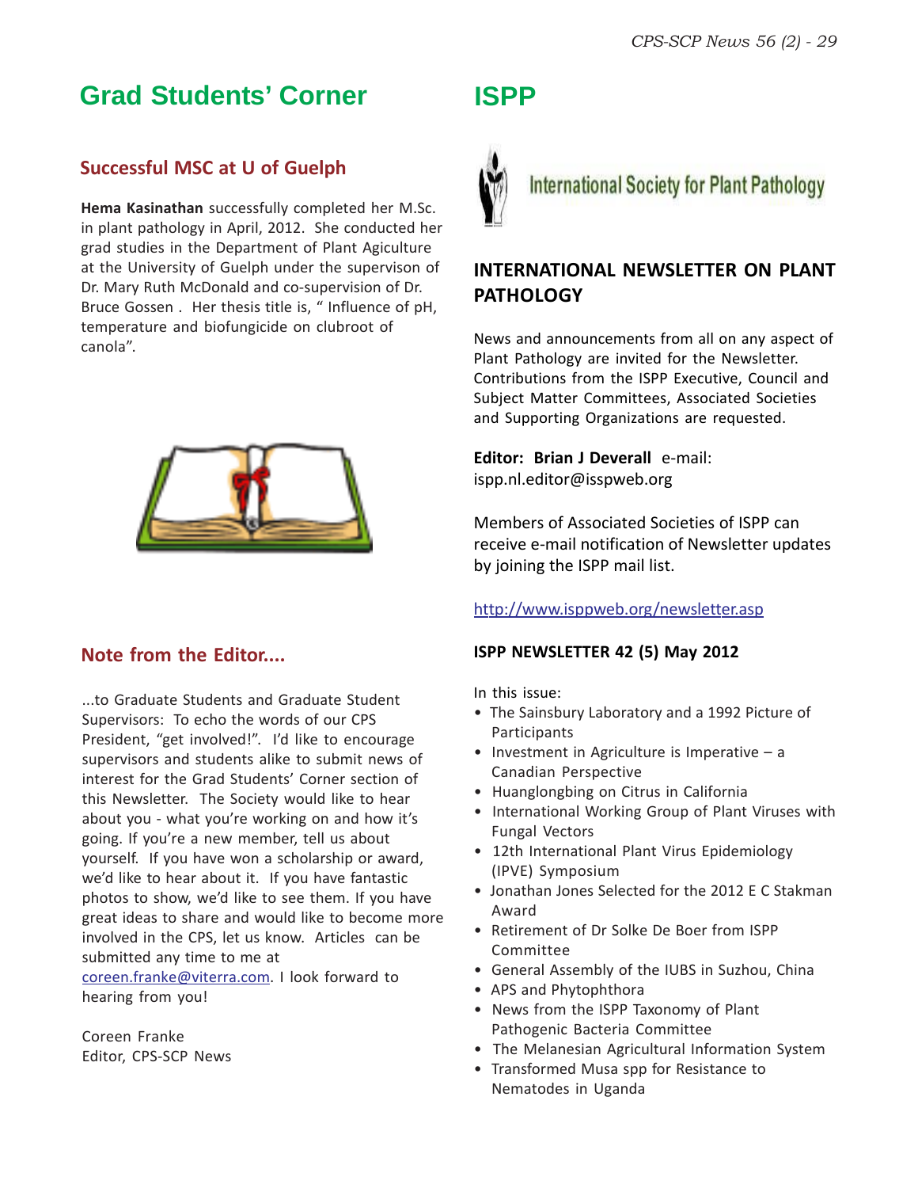# Grad Students' Corner

## Successful MSC at U of Guelph

**Hema Kasinathan** successfully completed her M.Sc. in plant pathology in April, 2012. She conducted her grad studies in the Department of Plant Agiculture at the University of Guelph under the supervison of Dr. Mary Ruth McDonald and co-supervision of Dr. Bruce Gossen . Her thesis title is, " Influence of pH, temperature and biofungicide on clubroot of canola".

## Note from the Editor....

...to Graduate Students and Graduate Student Supervisors: To echo the words of our CPS President, "get involved!". I'd like to encourage supervisors and students alike to submit news of interest for the Grad Students' Corner section of this Newsletter. The Society would like to hear about you - what you're working on and how it's going. If you're a new member, tell us about yourself. If you have won a scholarship or award, we'd like to hear about it. If you have fantastic photos to show, we'd like to see them. If you have great ideas to share and would like to become more involved in the CPS, let us know. Articles can be submitted any time to me at coreen.franke@viterra.com. I look forward to hearing from you!

Coreen Franke
Editor, CPS-SCP News

# ISPP

International Society for Plant Pathology

## INTERNATIONAL NEWSLETTER ON PLANT PATHOLOGY

News and announcements from all on any aspect of Plant Pathology are invited for the Newsletter. Contributions from the ISPP Executive, Council and Subject Matter Committees, Associated Societies and Supporting Organizations are requested.

**Editor: Brian J Deverall** e-mail: ispp.nl.editor@isspweb.org

Members of Associated Societies of ISPP can receive e-mail notification of Newsletter updates by joining the ISPP mail list.

http://www.isppweb.org/newsletter.asp

**ISPP NEWSLETTER 42 (5) May 2012**

In this issue:

- The Sainsbury Laboratory and a 1992 Picture of Participants
- Investment in Agriculture is Imperative – a Canadian Perspective
- Huanglongbing on Citrus in California
- International Working Group of Plant Viruses with Fungal Vectors
- 12th International Plant Virus Epidemiology (IPVE) Symposium
- Jonathan Jones Selected for the 2012 E C Stakman Award
- Retirement of Dr Solke De Boer from ISPP Committee
- General Assembly of the IUBS in Suzhou, China
- APS and Phytophthora
- News from the ISPP Taxonomy of Plant Pathogenic Bacteria Committee
- The Melanesian Agricultural Information System
- Transformed Musa spp for Resistance to Nematodes in Uganda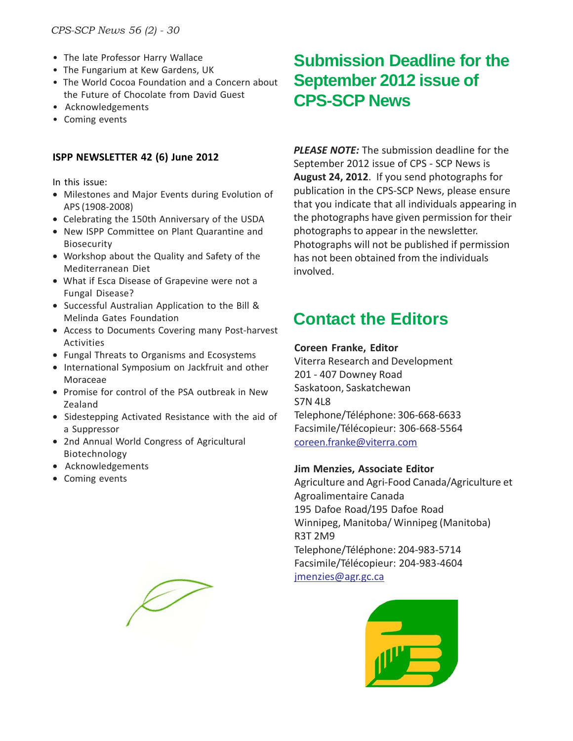- The late Professor Harry Wallace
- The Fungarium at Kew Gardens, UK
- The World Cocoa Foundation and a Concern about the Future of Chocolate from David Guest
- Acknowledgements
- Coming events

**ISPP NEWSLETTER 42 (6) June 2012**

In this issue:

- Milestones and Major Events during Evolution of APS (1908-2008)
- Celebrating the 150th Anniversary of the USDA
- New ISPP Committee on Plant Quarantine and Biosecurity
- Workshop about the Quality and Safety of the Mediterranean Diet
- What if Esca Disease of Grapevine were not a Fungal Disease?
- Successful Australian Application to the Bill & Melinda Gates Foundation
- Access to Documents Covering many Post-harvest Activities
- Fungal Threats to Organisms and Ecosystems
- International Symposium on Jackfruit and other Moraceae
- Promise for control of the PSA outbreak in New Zealand
- Sidestepping Activated Resistance with the aid of a Suppressor
- 2nd Annual World Congress of Agricultural Biotechnology
- Acknowledgements
- Coming events

# Submission Deadline for the September 2012 issue of CPS-SCP News

***PLEASE NOTE:*** The submission deadline for the September 2012 issue of CPS - SCP News is **August 24, 2012**. If you send photographs for publication in the CPS-SCP News, please ensure that you indicate that all individuals appearing in the photographs have given permission for their photographs to appear in the newsletter. Photographs will not be published if permission has not been obtained from the individuals involved.

# Contact the Editors

**Coreen Franke, Editor**
Viterra Research and Development
201 - 407 Downey Road
Saskatoon, Saskatchewan
S7N 4L8
Telephone/Téléphone: 306-668-6633
Facsimile/Télécopieur: 306-668-5564
coreen.franke@viterra.com

**Jim Menzies, Associate Editor**
Agriculture and Agri-Food Canada/Agriculture et Agroalimentaire Canada
195 Dafoe Road/195 Dafoe Road
Winnipeg, Manitoba/ Winnipeg (Manitoba)
R3T 2M9
Telephone/Téléphone: 204-983-5714
Facsimile/Télécopieur: 204-983-4604
jmenzies@agr.gc.ca